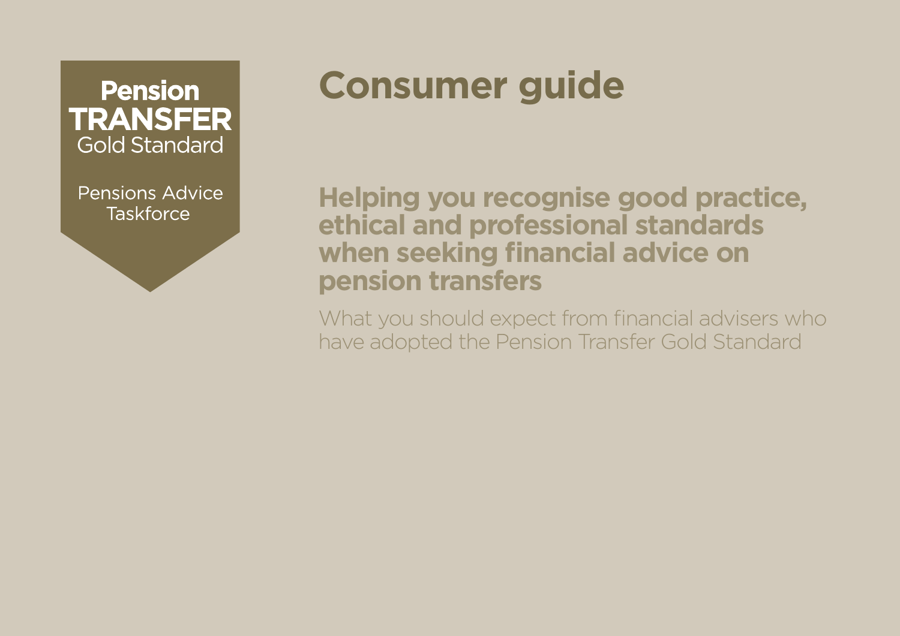Pension
TRANSFER
Gold Standard

Pensions Advice Taskforce

# Consumer guide

## Helping you recognise good practice, ethical and professional standards when seeking financial advice on pension transfers

What you should expect from financial advisers who have adopted the Pension Transfer Gold Standard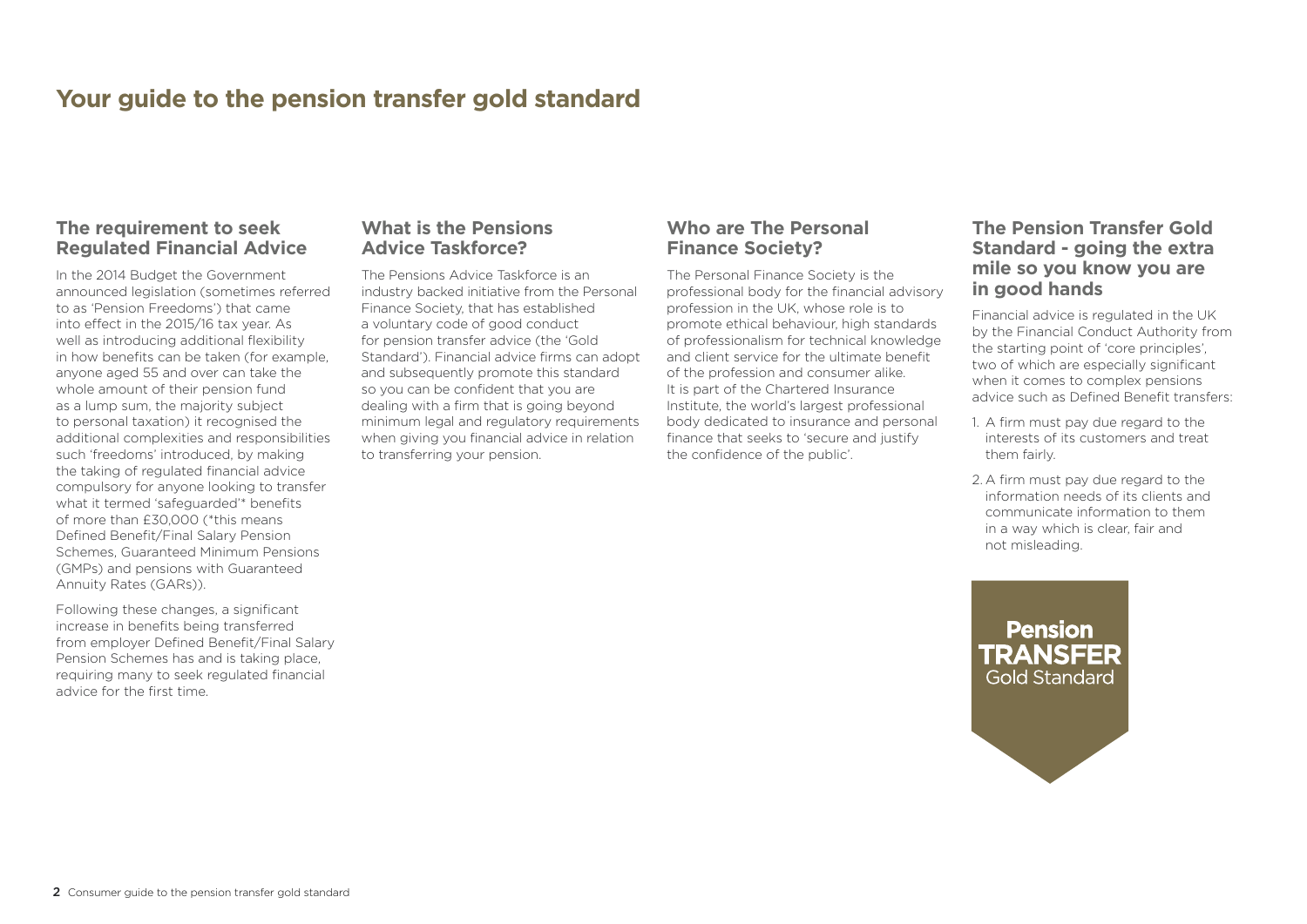# Your guide to the pension transfer gold standard

## The requirement to seek Regulated Financial Advice

In the 2014 Budget the Government announced legislation (sometimes referred to as 'Pension Freedoms') that came into effect in the 2015/16 tax year. As well as introducing additional flexibility in how benefits can be taken (for example, anyone aged 55 and over can take the whole amount of their pension fund as a lump sum, the majority subject to personal taxation) it recognised the additional complexities and responsibilities such 'freedoms' introduced, by making the taking of regulated financial advice compulsory for anyone looking to transfer what it termed 'safeguarded'* benefits of more than £30,000 (*this means Defined Benefit/Final Salary Pension Schemes, Guaranteed Minimum Pensions (GMPs) and pensions with Guaranteed Annuity Rates (GARs)).

Following these changes, a significant increase in benefits being transferred from employer Defined Benefit/Final Salary Pension Schemes has and is taking place, requiring many to seek regulated financial advice for the first time.

## What is the Pensions Advice Taskforce?

The Pensions Advice Taskforce is an industry backed initiative from the Personal Finance Society, that has established a voluntary code of good conduct for pension transfer advice (the 'Gold Standard'). Financial advice firms can adopt and subsequently promote this standard so you can be confident that you are dealing with a firm that is going beyond minimum legal and regulatory requirements when giving you financial advice in relation to transferring your pension.

## Who are The Personal Finance Society?

The Personal Finance Society is the professional body for the financial advisory profession in the UK, whose role is to promote ethical behaviour, high standards of professionalism for technical knowledge and client service for the ultimate benefit of the profession and consumer alike. It is part of the Chartered Insurance Institute, the world's largest professional body dedicated to insurance and personal finance that seeks to 'secure and justify the confidence of the public'.

## The Pension Transfer Gold Standard - going the extra mile so you know you are in good hands

Financial advice is regulated in the UK by the Financial Conduct Authority from the starting point of 'core principles', two of which are especially significant when it comes to complex pensions advice such as Defined Benefit transfers:

1. A firm must pay due regard to the interests of its customers and treat them fairly.
2. A firm must pay due regard to the information needs of its clients and communicate information to them in a way which is clear, fair and not misleading.

**Pension TRANSFER** Gold Standard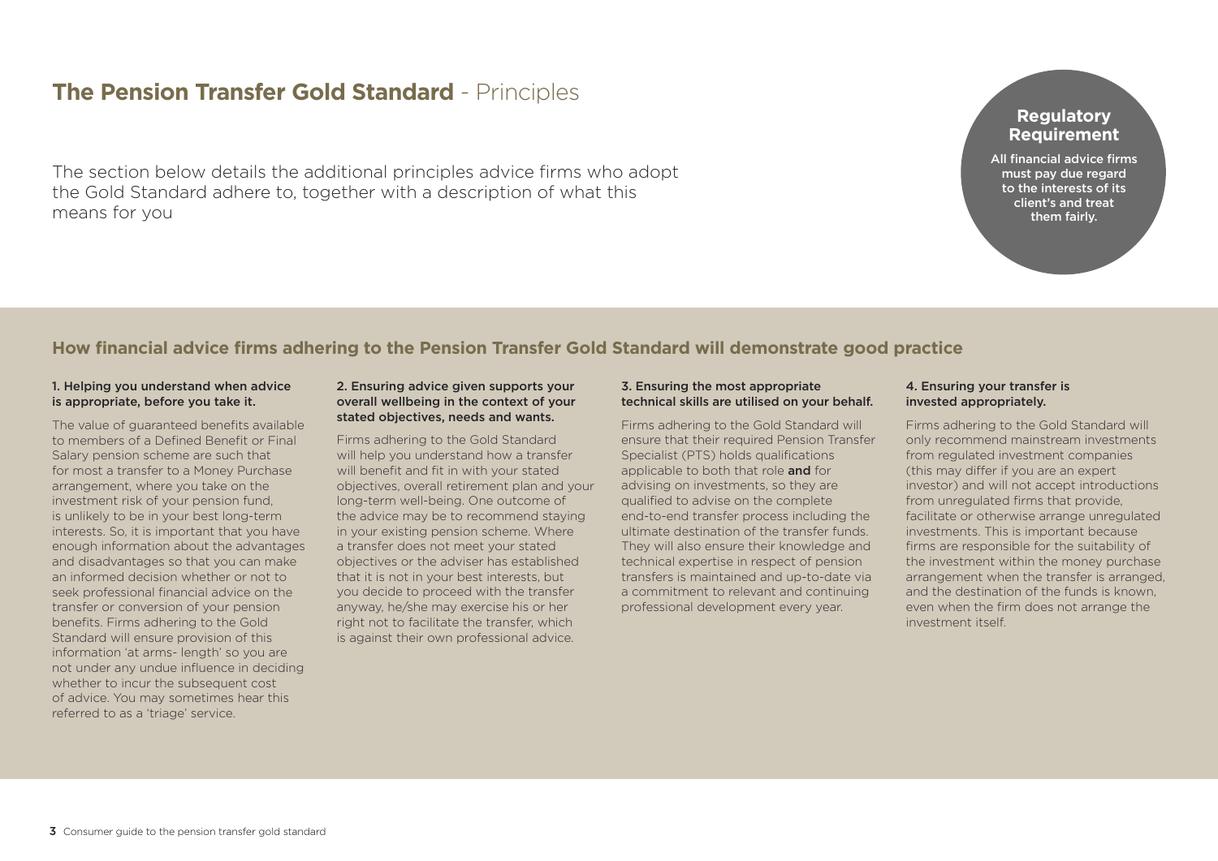# **The Pension Transfer Gold Standard** - Principles

The section below details the additional principles advice firms who adopt the Gold Standard adhere to, together with a description of what this means for you

**Regulatory Requirement**

**All financial advice firms must pay due regard to the interests of its client's and treat them fairly.**

## How financial advice firms adhering to the Pension Transfer Gold Standard will demonstrate good practice

### 1. Helping you understand when advice is appropriate, before you take it.

The value of guaranteed benefits available to members of a Defined Benefit or Final Salary pension scheme are such that for most a transfer to a Money Purchase arrangement, where you take on the investment risk of your pension fund, is unlikely to be in your best long-term interests. So, it is important that you have enough information about the advantages and disadvantages so that you can make an informed decision whether or not to seek professional financial advice on the transfer or conversion of your pension benefits. Firms adhering to the Gold Standard will ensure provision of this information 'at arms- length' so you are not under any undue influence in deciding whether to incur the subsequent cost of advice. You may sometimes hear this referred to as a 'triage' service.

### 2. Ensuring advice given supports your overall wellbeing in the context of your stated objectives, needs and wants.

Firms adhering to the Gold Standard will help you understand how a transfer will benefit and fit in with your stated objectives, overall retirement plan and your long-term well-being. One outcome of the advice may be to recommend staying in your existing pension scheme. Where a transfer does not meet your stated objectives or the adviser has established that it is not in your best interests, but you decide to proceed with the transfer anyway, he/she may exercise his or her right not to facilitate the transfer, which is against their own professional advice.

### 3. Ensuring the most appropriate technical skills are utilised on your behalf.

Firms adhering to the Gold Standard will ensure that their required Pension Transfer Specialist (PTS) holds qualifications applicable to both that role **and** for advising on investments, so they are qualified to advise on the complete end-to-end transfer process including the ultimate destination of the transfer funds. They will also ensure their knowledge and technical expertise in respect of pension transfers is maintained and up-to-date via a commitment to relevant and continuing professional development every year.

### 4. Ensuring your transfer is invested appropriately.

Firms adhering to the Gold Standard will only recommend mainstream investments from regulated investment companies (this may differ if you are an expert investor) and will not accept introductions from unregulated firms that provide, facilitate or otherwise arrange unregulated investments. This is important because firms are responsible for the suitability of the investment within the money purchase arrangement when the transfer is arranged, and the destination of the funds is known, even when the firm does not arrange the investment itself.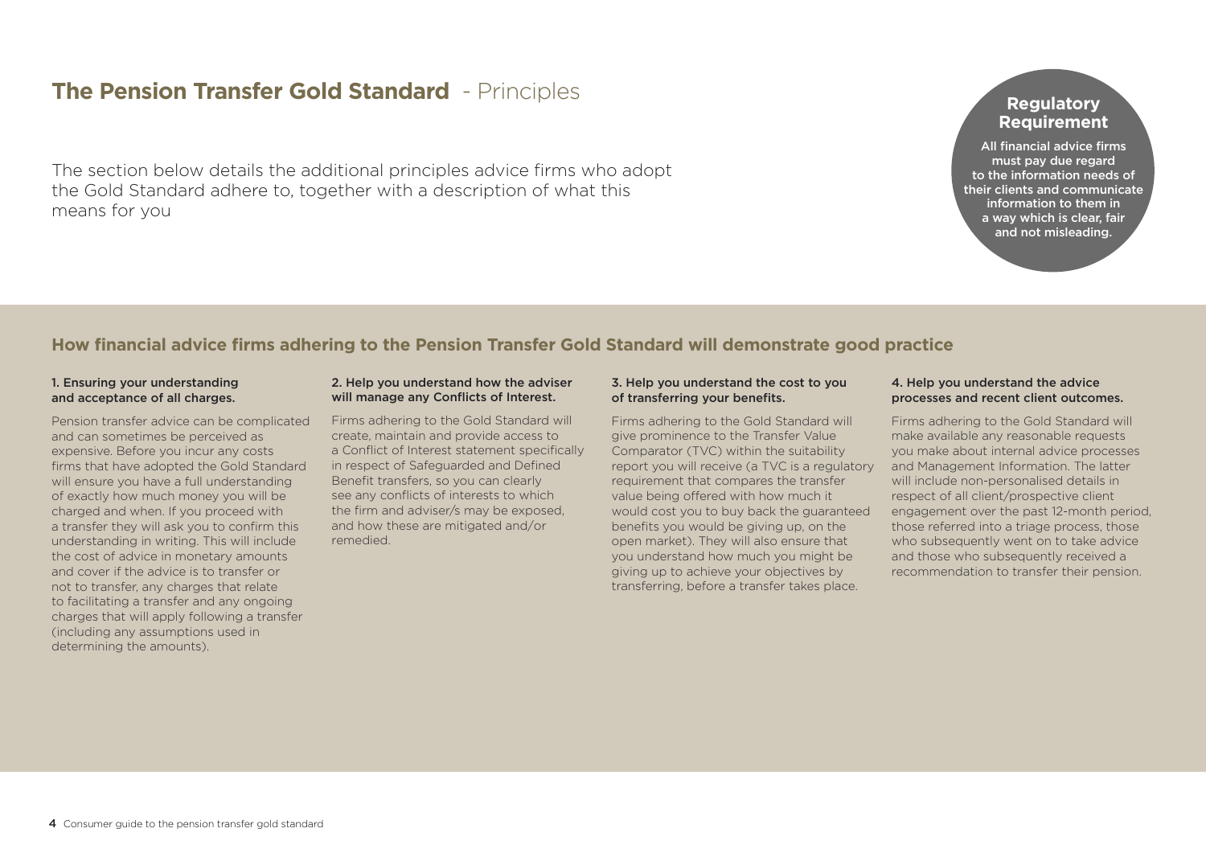# The Pension Transfer Gold Standard - Principles

The section below details the additional principles advice firms who adopt the Gold Standard adhere to, together with a description of what this means for you

**Regulatory Requirement**

**All financial advice firms must pay due regard to the information needs of their clients and communicate information to them in a way which is clear, fair and not misleading.**

## How financial advice firms adhering to the Pension Transfer Gold Standard will demonstrate good practice

### 1. Ensuring your understanding and acceptance of all charges.

Pension transfer advice can be complicated and can sometimes be perceived as expensive. Before you incur any costs firms that have adopted the Gold Standard will ensure you have a full understanding of exactly how much money you will be charged and when. If you proceed with a transfer they will ask you to confirm this understanding in writing. This will include the cost of advice in monetary amounts and cover if the advice is to transfer or not to transfer, any charges that relate to facilitating a transfer and any ongoing charges that will apply following a transfer (including any assumptions used in determining the amounts).

### 2. Help you understand how the adviser will manage any Conflicts of Interest.

Firms adhering to the Gold Standard will create, maintain and provide access to a Conflict of Interest statement specifically in respect of Safeguarded and Defined Benefit transfers, so you can clearly see any conflicts of interests to which the firm and adviser/s may be exposed, and how these are mitigated and/or remedied.

### 3. Help you understand the cost to you of transferring your benefits.

Firms adhering to the Gold Standard will give prominence to the Transfer Value Comparator (TVC) within the suitability report you will receive (a TVC is a regulatory requirement that compares the transfer value being offered with how much it would cost you to buy back the guaranteed benefits you would be giving up, on the open market). They will also ensure that you understand how much you might be giving up to achieve your objectives by transferring, before a transfer takes place.

### 4. Help you understand the advice processes and recent client outcomes.

Firms adhering to the Gold Standard will make available any reasonable requests you make about internal advice processes and Management Information. The latter will include non-personalised details in respect of all client/prospective client engagement over the past 12-month period, those referred into a triage process, those who subsequently went on to take advice and those who subsequently received a recommendation to transfer their pension.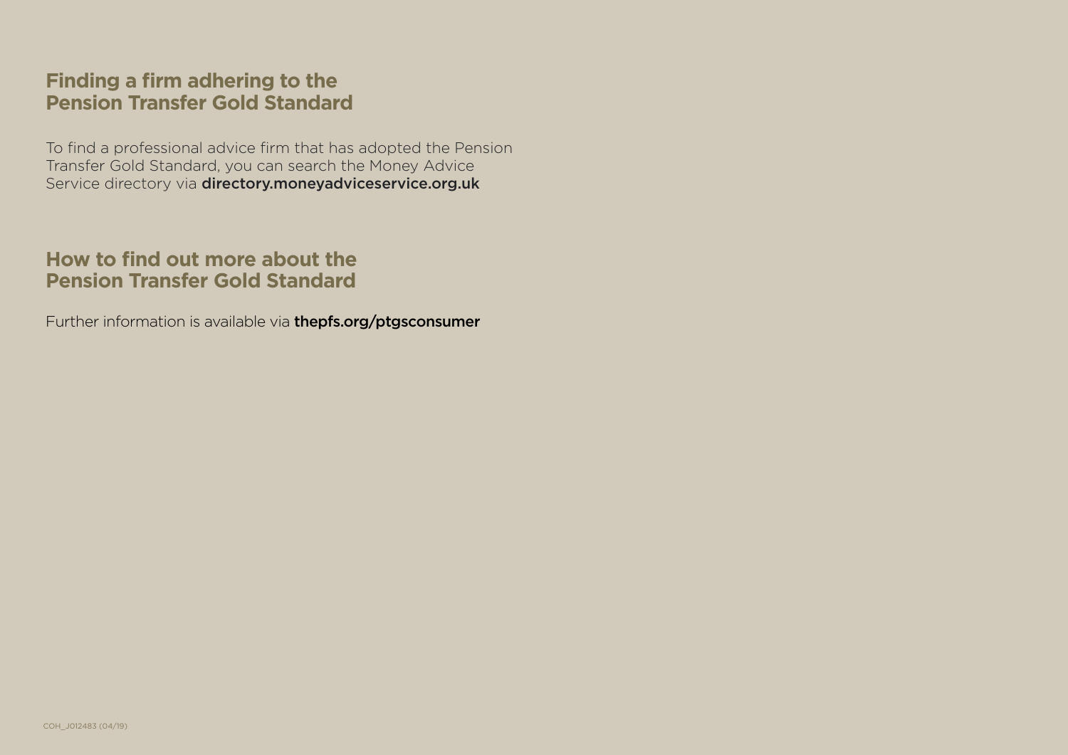## Finding a firm adhering to the Pension Transfer Gold Standard

To find a professional advice firm that has adopted the Pension Transfer Gold Standard, you can search the Money Advice Service directory via **directory.moneyadviceservice.org.uk**

## How to find out more about the Pension Transfer Gold Standard

Further information is available via **thepfs.org/ptgsconsumer**

COH_J012483 (04/19)